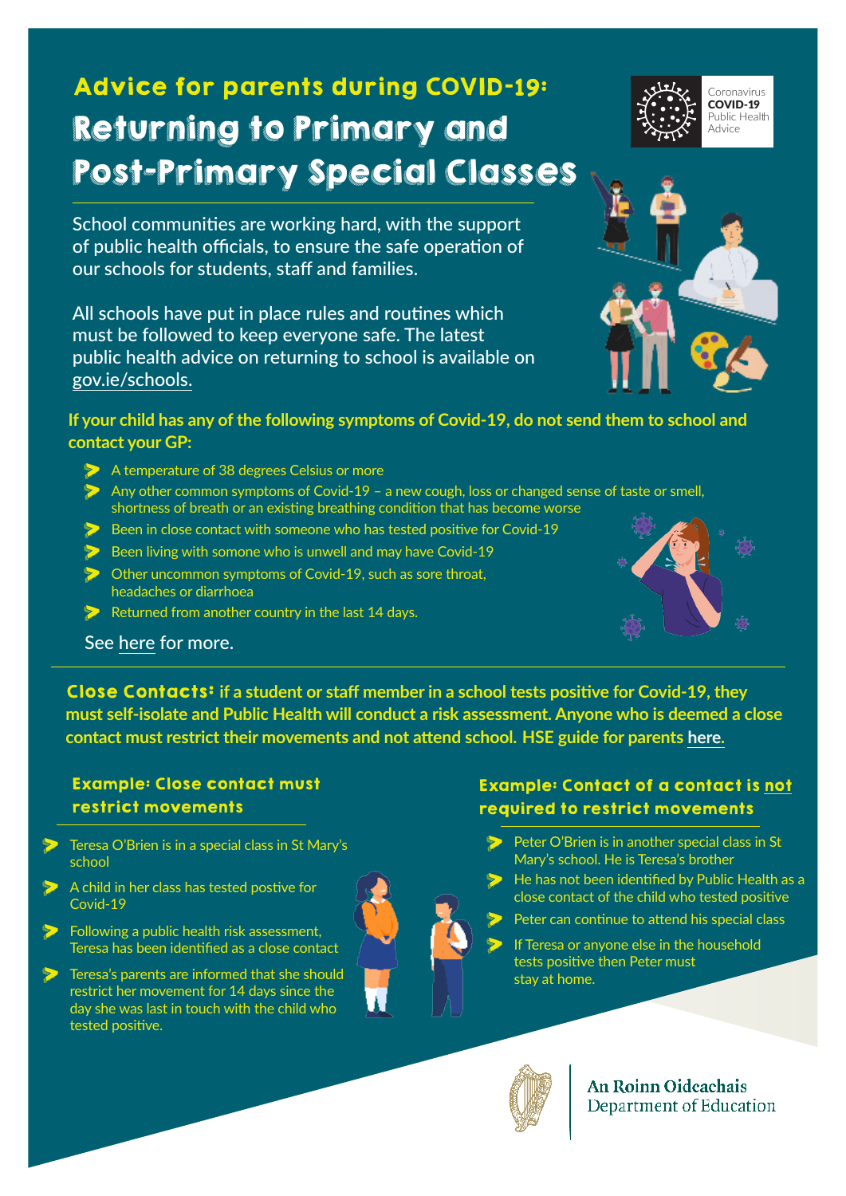## Advice for parents during COVID-19:

# Returning to Primary and Post-Primary Special Classes

Coronavirus **COVID-19** Public Health Advice

School communities are working hard, with the support of public health officials, to ensure the safe operation of our schools for students, staff and families.

All schools have put in place rules and routines which must be followed to keep everyone safe. The latest public health advice on returning to school is available on gov.ie/schools.

**If your child has any of the following symptoms of Covid-19, do not send them to school and contact your GP:**

- A temperature of 38 degrees Celsius or more
- Any other common symptoms of Covid-19 – a new cough, loss or changed sense of taste or smell, shortness of breath or an existing breathing condition that has become worse
- Been in close contact with someone who has tested positive for Covid-19
- Been living with somone who is unwell and may have Covid-19
- Other uncommon symptoms of Covid-19, such as sore throat, headaches or diarrhoea
- Returned from another country in the last 14 days.

See here for more.

**Close Contacts: if a student or staff member in a school tests positive for Covid-19, they must self-isolate and Public Health will conduct a risk assessment. Anyone who is deemed a close contact must restrict their movements and not attend school. HSE guide for parents here.**

### Example: Close contact must restrict movements

- Teresa O'Brien is in a special class in St Mary's school
- A child in her class has tested postive for Covid-19
- Following a public health risk assessment, Teresa has been identified as a close contact
- Teresa's parents are informed that she should restrict her movement for 14 days since the day she was last in touch with the child who tested positive.

### Example: Contact of a contact is not required to restrict movements

- Peter O'Brien is in another special class in St Mary's school. He is Teresa's brother
- He has not been identified by Public Health as a close contact of the child who tested positive
- Peter can continue to attend his special class
- If Teresa or anyone else in the household tests positive then Peter must stay at home.

An Roinn Oideachais
Department of Education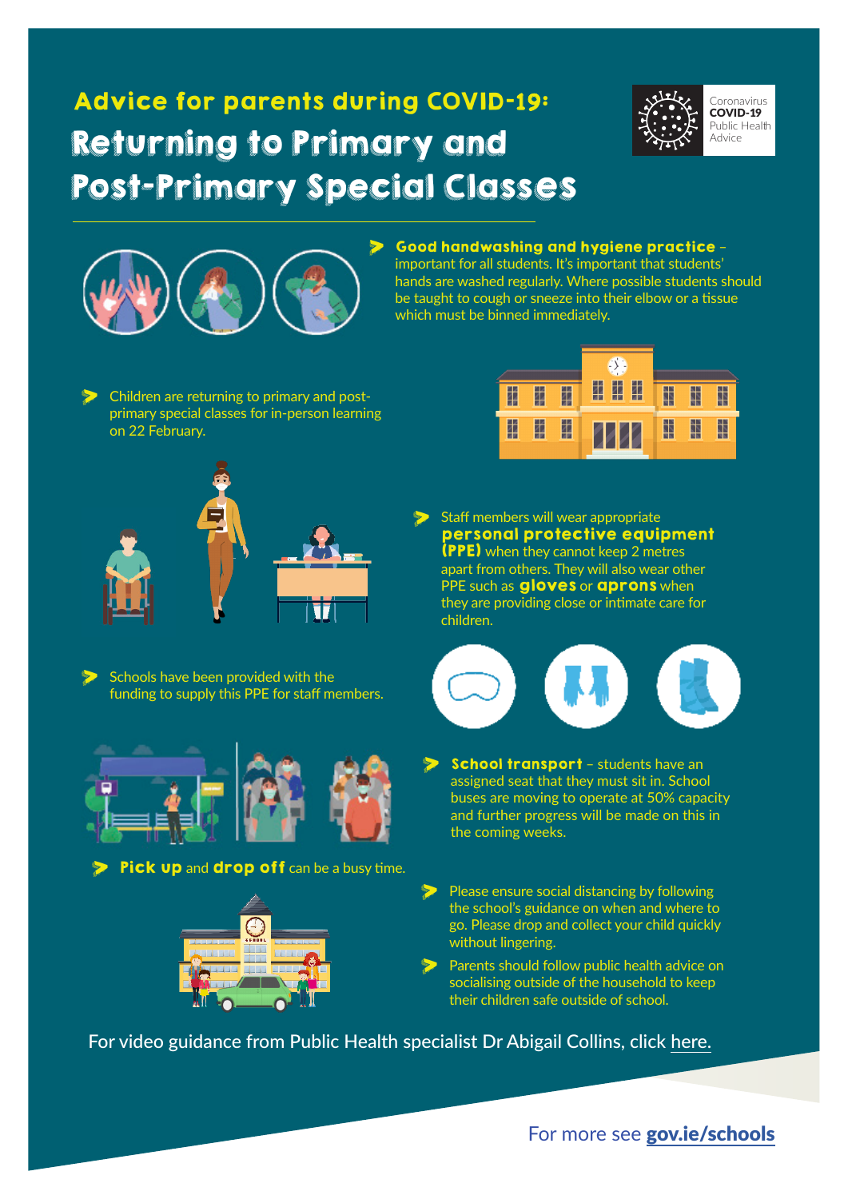# Advice for parents during COVID-19:

## Returning to Primary and Post-Primary Special Classes

Coronavirus **COVID-19** Public Health Advice

- **Good handwashing and hygiene practice** – important for all students. It's important that students' hands are washed regularly. Where possible students should be taught to cough or sneeze into their elbow or a tissue which must be binned immediately.

- Children are returning to primary and post-primary special classes for in-person learning on 22 February.

- Staff members will wear appropriate **personal protective equipment (PPE)** when they cannot keep 2 metres apart from others. They will also wear other PPE such as **gloves** or **aprons** when they are providing close or intimate care for children.

- Schools have been provided with the funding to supply this PPE for staff members.

- **School transport** – students have an assigned seat that they must sit in. School buses are moving to operate at 50% capacity and further progress will be made on this in the coming weeks.

- **Pick up** and **drop off** can be a busy time.

- Please ensure social distancing by following the school's guidance on when and where to go. Please drop and collect your child quickly without lingering.

- Parents should follow public health advice on socialising outside of the household to keep their children safe outside of school.

For video guidance from Public Health specialist Dr Abigail Collins, click here.

For more see **gov.ie/schools**